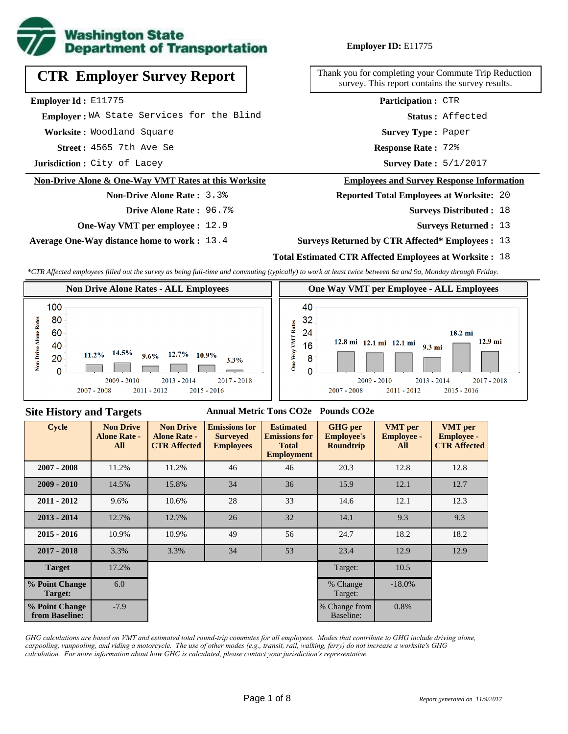**Employer ID:** E11775

# CTR Employer Survey Report

Thank you for completing your Commute Trip Reduction survey. This report contains the survey results.

**Employer Id :** E11775
**Employer :** WA State Services for the Blind
**Worksite :** Woodland Square
**Street :** 4565 7th Ave Se
**Jurisdiction :** City of Lacey

**Participation :** CTR
**Status :** Affected
**Survey Type :** Paper
**Response Rate :** 72%
**Survey Date :** 5/1/2017

## Non-Drive Alone & One-Way VMT Rates at this Worksite

**Non-Drive Alone Rate :** 3.3%
**Drive Alone Rate :** 96.7%
**One-Way VMT per employee :** 12.9
**Average One-Way distance home to work :** 13.4

## Employees and Survey Response Information

**Reported Total Employees at Worksite:** 20
**Surveys Distributed :** 18
**Surveys Returned :** 13
**Surveys Returned by CTR Affected* Employees :** 13
**Total Estimated CTR Affected Employees at Worksite :** 18

*\*CTR Affected employees filled out the survey as being full-time and commuting (typically) to work at least twice between 6a and 9a, Monday through Friday.*

### Non Drive Alone Rates - ALL Employees

| Cycle | Non Drive Alone Rate |
|---|---|
| 2007 - 2008 | 11.2% |
| 2009 - 2010 | 14.5% |
| 2011 - 2012 | 9.6% |
| 2013 - 2014 | 12.7% |
| 2015 - 2016 | 10.9% |
| 2017 - 2018 | 3.3% |

### One Way VMT per Employee - ALL Employees

| Cycle | One Way VMT |
|---|---|
| 2007 - 2008 | 12.8 mi |
| 2009 - 2010 | 12.1 mi |
| 2011 - 2012 | 12.1 mi |
| 2013 - 2014 | 9.3 mi |
| 2015 - 2016 | 18.2 mi |
| 2017 - 2018 | 12.9 mi |

## Site History and Targets

Annual Metric Tons CO2e — Pounds CO2e

| Cycle | Non Drive Alone Rate - All | Non Drive Alone Rate - CTR Affected | Emissions for Surveyed Employees | Estimated Emissions for Total Employment | GHG per Employee's Roundtrip | VMT per Employee - All | VMT per Employee - CTR Affected |
|---|---|---|---|---|---|---|---|
| 2007 - 2008 | 11.2% | 11.2% | 46 | 46 | 20.3 | 12.8 | 12.8 |
| 2009 - 2010 | 14.5% | 15.8% | 34 | 36 | 15.9 | 12.1 | 12.7 |
| 2011 - 2012 | 9.6% | 10.6% | 28 | 33 | 14.6 | 12.1 | 12.3 |
| 2013 - 2014 | 12.7% | 12.7% | 26 | 32 | 14.1 | 9.3 | 9.3 |
| 2015 - 2016 | 10.9% | 10.9% | 49 | 56 | 24.7 | 18.2 | 18.2 |
| 2017 - 2018 | 3.3% | 3.3% | 34 | 53 | 23.4 | 12.9 | 12.9 |
| Target | 17.2% | | | | Target: | 10.5 | |
| % Point Change Target: | 6.0 | | | | % Change Target: | -18.0% | |
| % Point Change from Baseline: | -7.9 | | | | % Change from Baseline: | 0.8% | |

*GHG calculations are based on VMT and estimated total round-trip commutes for all employees. Modes that contribute to GHG include driving alone, carpooling, vanpooling, and riding a motorcycle. The use of other modes (e.g., transit, rail, walking, ferry) do not increase a worksite's GHG calculation. For more information about how GHG is calculated, please contact your jurisdiction's representative.*

*Report generated on 11/9/2017*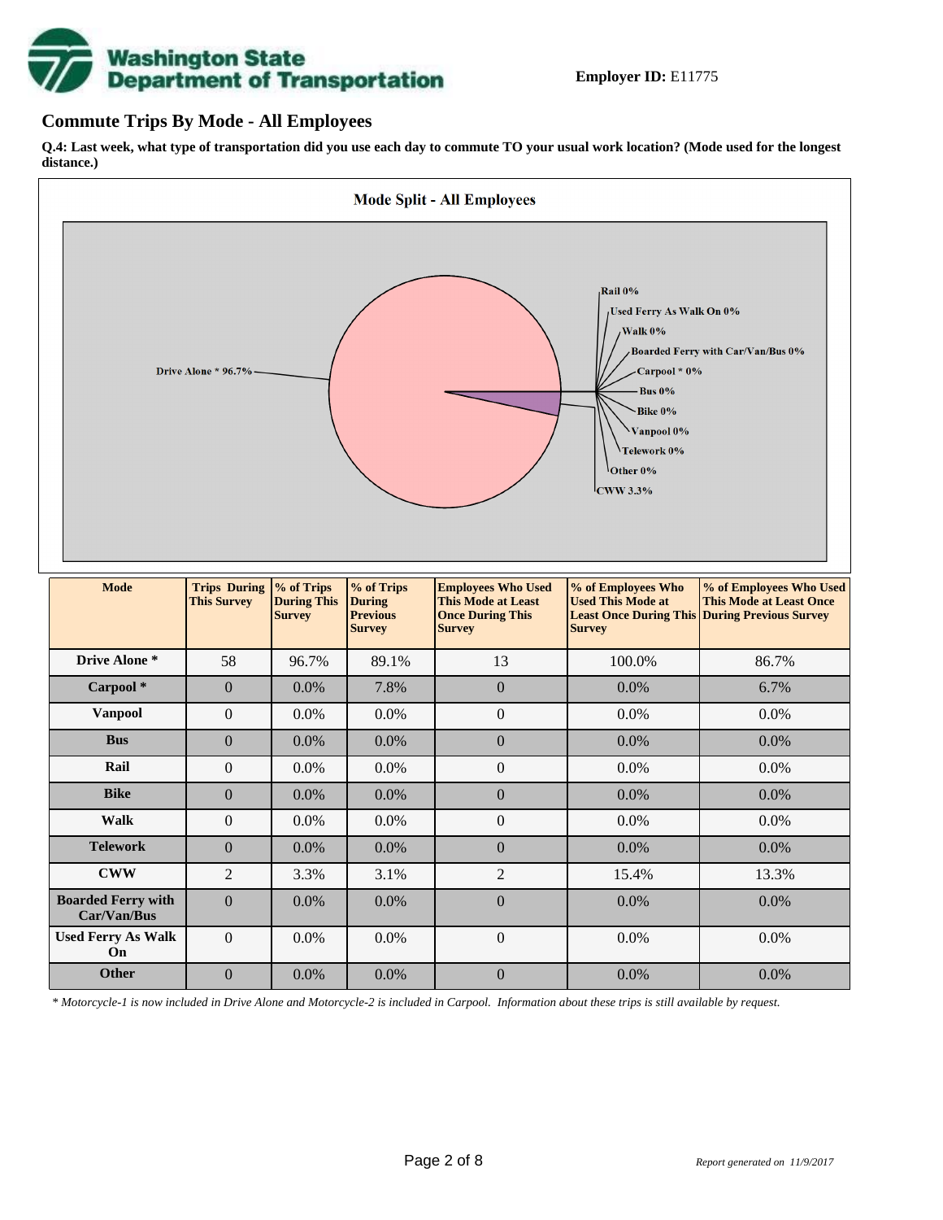**Employer ID:** E11775

## Commute Trips By Mode - All Employees

**Q.4: Last week, what type of transportation did you use each day to commute TO your usual work location? (Mode used for the longest distance.)**

**Mode Split - All Employees**

Drive Alone * 96.7%
Rail 0%
Used Ferry As Walk On 0%
Walk 0%
Boarded Ferry with Car/Van/Bus 0%
Carpool * 0%
Bus 0%
Bike 0%
Vanpool 0%
Telework 0%
Other 0%
CWW 3.3%

| Mode | Trips During This Survey | % of Trips During This Survey | % of Trips During Previous Survey | Employees Who Used This Mode at Least Once During This Survey | % of Employees Who Used This Mode at Least Once During This Survey | % of Employees Who Used This Mode at Least Once During Previous Survey |
|---|---|---|---|---|---|---|
| **Drive Alone *** | 58 | 96.7% | 89.1% | 13 | 100.0% | 86.7% |
| **Carpool *** | 0 | 0.0% | 7.8% | 0 | 0.0% | 6.7% |
| **Vanpool** | 0 | 0.0% | 0.0% | 0 | 0.0% | 0.0% |
| **Bus** | 0 | 0.0% | 0.0% | 0 | 0.0% | 0.0% |
| **Rail** | 0 | 0.0% | 0.0% | 0 | 0.0% | 0.0% |
| **Bike** | 0 | 0.0% | 0.0% | 0 | 0.0% | 0.0% |
| **Walk** | 0 | 0.0% | 0.0% | 0 | 0.0% | 0.0% |
| **Telework** | 0 | 0.0% | 0.0% | 0 | 0.0% | 0.0% |
| **CWW** | 2 | 3.3% | 3.1% | 2 | 15.4% | 13.3% |
| **Boarded Ferry with Car/Van/Bus** | 0 | 0.0% | 0.0% | 0 | 0.0% | 0.0% |
| **Used Ferry As Walk On** | 0 | 0.0% | 0.0% | 0 | 0.0% | 0.0% |
| **Other** | 0 | 0.0% | 0.0% | 0 | 0.0% | 0.0% |

*\* Motorcycle-1 is now included in Drive Alone and Motorcycle-2 is included in Carpool. Information about these trips is still available by request.*

*Report generated on 11/9/2017*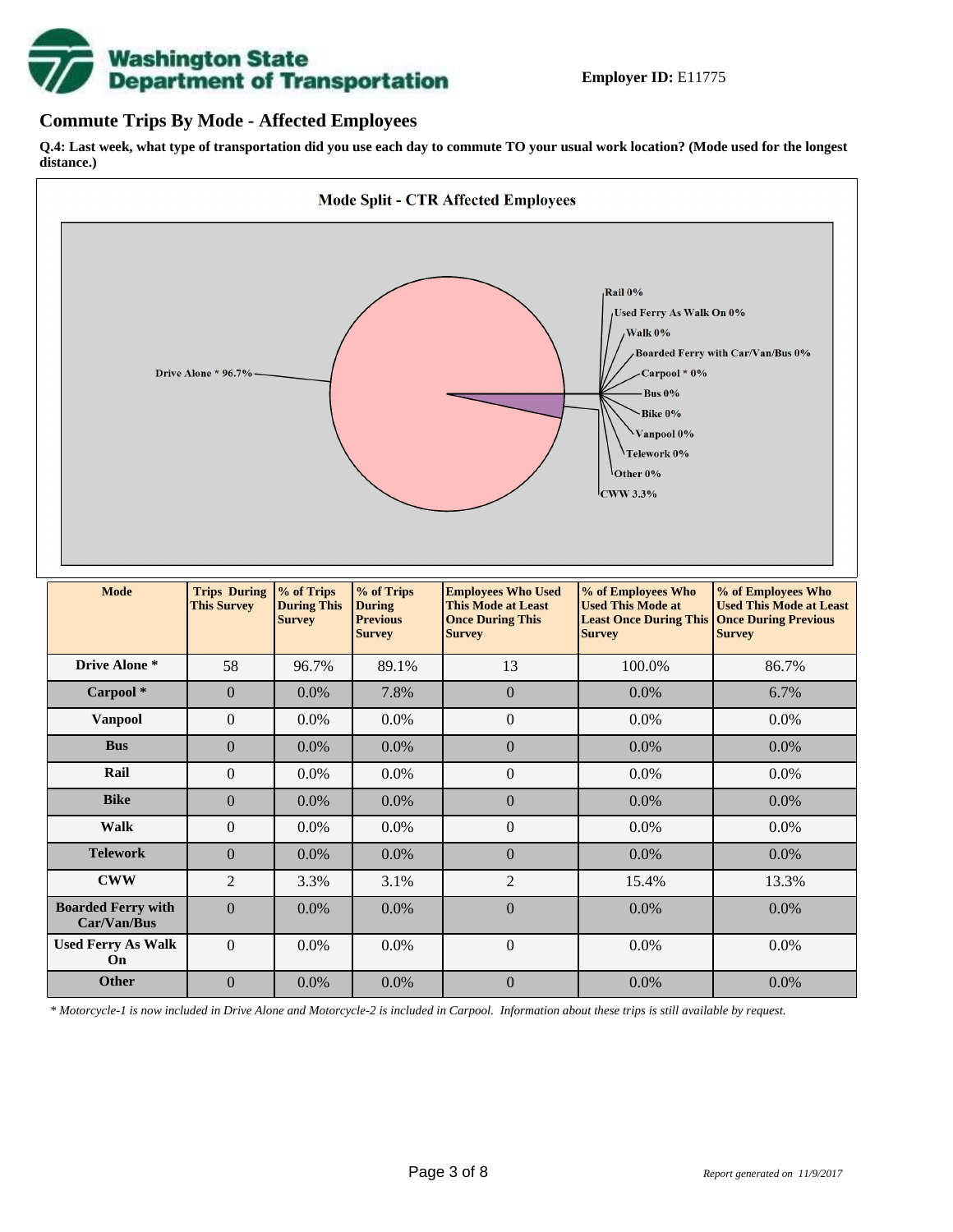**Employer ID:** E11775

## Commute Trips By Mode - Affected Employees

**Q.4: Last week, what type of transportation did you use each day to commute TO your usual work location? (Mode used for the longest distance.)**

**Mode Split - CTR Affected Employees**

Drive Alone * 96.7%
Rail 0%
Used Ferry As Walk On 0%
Walk 0%
Boarded Ferry with Car/Van/Bus 0%
Carpool * 0%
Bus 0%
Bike 0%
Vanpool 0%
Telework 0%
Other 0%
CWW 3.3%

| Mode | Trips During This Survey | % of Trips During This Survey | % of Trips During Previous Survey | Employees Who Used This Mode at Least Once During This Survey | % of Employees Who Used This Mode at Least Once During This Survey | % of Employees Who Used This Mode at Least Once During Previous Survey |
|---|---|---|---|---|---|---|
| Drive Alone * | 58 | 96.7% | 89.1% | 13 | 100.0% | 86.7% |
| Carpool * | 0 | 0.0% | 7.8% | 0 | 0.0% | 6.7% |
| Vanpool | 0 | 0.0% | 0.0% | 0 | 0.0% | 0.0% |
| Bus | 0 | 0.0% | 0.0% | 0 | 0.0% | 0.0% |
| Rail | 0 | 0.0% | 0.0% | 0 | 0.0% | 0.0% |
| Bike | 0 | 0.0% | 0.0% | 0 | 0.0% | 0.0% |
| Walk | 0 | 0.0% | 0.0% | 0 | 0.0% | 0.0% |
| Telework | 0 | 0.0% | 0.0% | 0 | 0.0% | 0.0% |
| CWW | 2 | 3.3% | 3.1% | 2 | 15.4% | 13.3% |
| Boarded Ferry with Car/Van/Bus | 0 | 0.0% | 0.0% | 0 | 0.0% | 0.0% |
| Used Ferry As Walk On | 0 | 0.0% | 0.0% | 0 | 0.0% | 0.0% |
| Other | 0 | 0.0% | 0.0% | 0 | 0.0% | 0.0% |

*\* Motorcycle-1 is now included in Drive Alone and Motorcycle-2 is included in Carpool. Information about these trips is still available by request.*

*Report generated on 11/9/2017*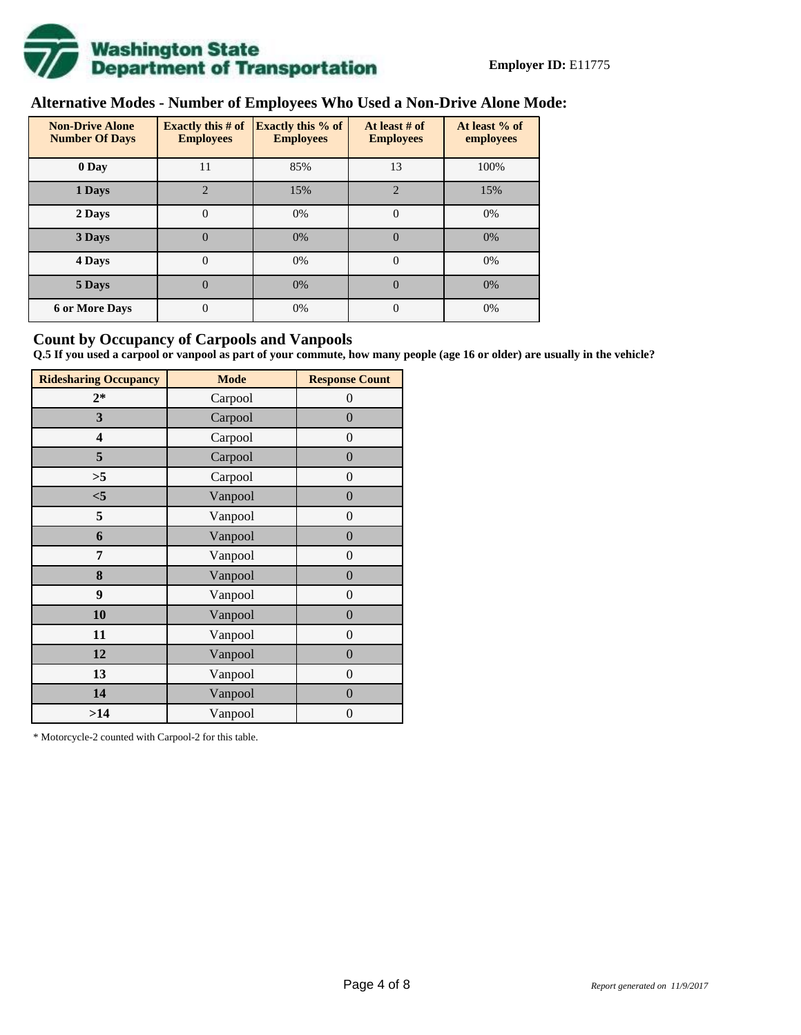**Employer ID:** E11775

## Alternative Modes - Number of Employees Who Used a Non-Drive Alone Mode:

| Non-Drive Alone Number Of Days | Exactly this # of Employees | Exactly this % of Employees | At least # of Employees | At least % of employees |
|---|---|---|---|---|
| **0 Day** | 11 | 85% | 13 | 100% |
| **1 Days** | 2 | 15% | 2 | 15% |
| **2 Days** | 0 | 0% | 0 | 0% |
| **3 Days** | 0 | 0% | 0 | 0% |
| **4 Days** | 0 | 0% | 0 | 0% |
| **5 Days** | 0 | 0% | 0 | 0% |
| **6 or More Days** | 0 | 0% | 0 | 0% |

## Count by Occupancy of Carpools and Vanpools

**Q.5 If you used a carpool or vanpool as part of your commute, how many people (age 16 or older) are usually in the vehicle?**

| Ridesharing Occupancy | Mode | Response Count |
|---|---|---|
| **2*** | Carpool | 0 |
| **3** | Carpool | 0 |
| **4** | Carpool | 0 |
| **5** | Carpool | 0 |
| **>5** | Carpool | 0 |
| **<5** | Vanpool | 0 |
| **5** | Vanpool | 0 |
| **6** | Vanpool | 0 |
| **7** | Vanpool | 0 |
| **8** | Vanpool | 0 |
| **9** | Vanpool | 0 |
| **10** | Vanpool | 0 |
| **11** | Vanpool | 0 |
| **12** | Vanpool | 0 |
| **13** | Vanpool | 0 |
| **14** | Vanpool | 0 |
| **>14** | Vanpool | 0 |

* Motorcycle-2 counted with Carpool-2 for this table.

*Report generated on 11/9/2017*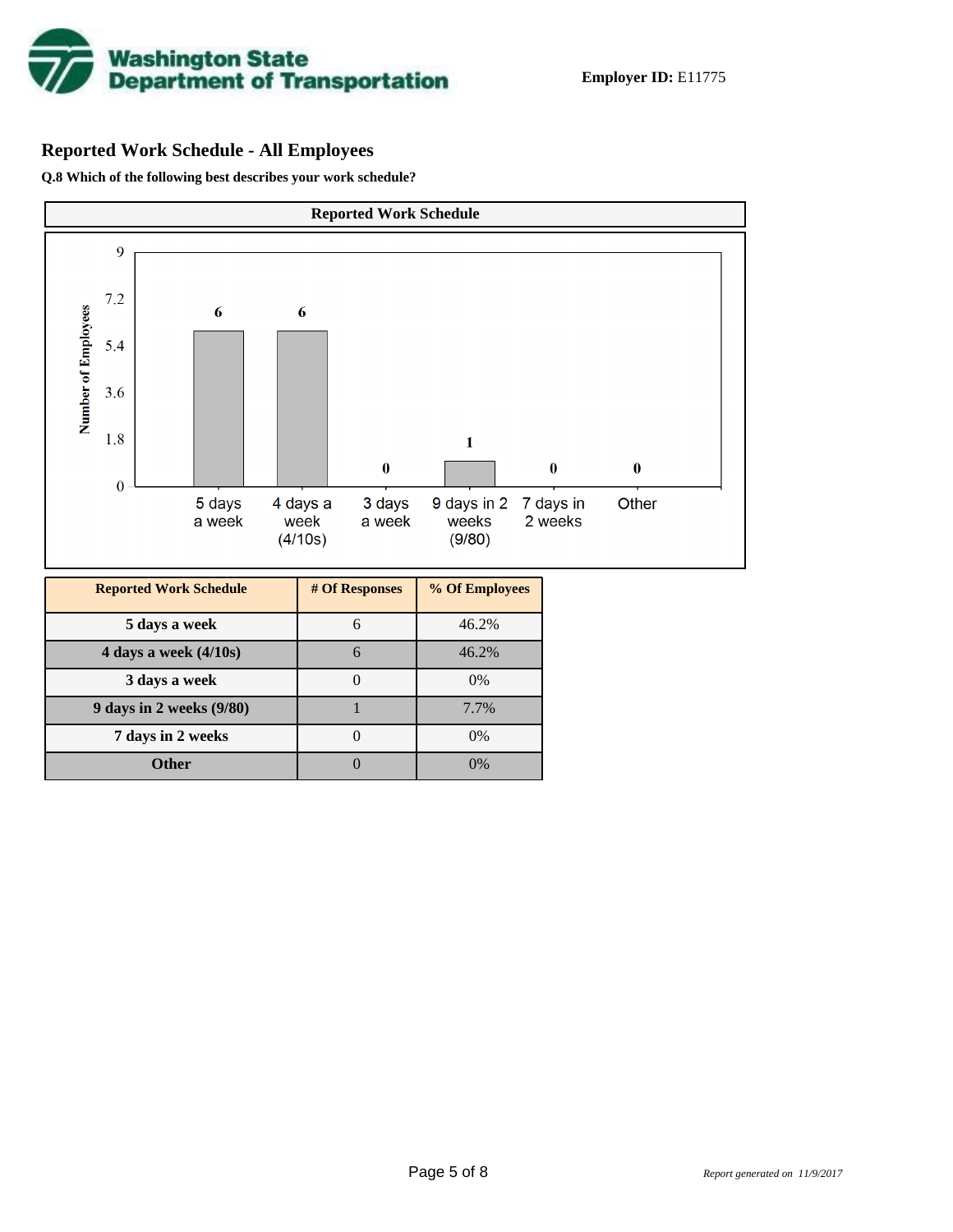**Employer ID:** E11775

## Reported Work Schedule - All Employees

**Q.8 Which of the following best describes your work schedule?**

| Reported Work Schedule | # Of Responses | % Of Employees |
|---|---|---|
| **5 days a week** | 6 | 46.2% |
| **4 days a week (4/10s)** | 6 | 46.2% |
| **3 days a week** | 0 | 0% |
| **9 days in 2 weeks (9/80)** | 1 | 7.7% |
| **7 days in 2 weeks** | 0 | 0% |
| **Other** | 0 | 0% |

*Report generated on 11/9/2017*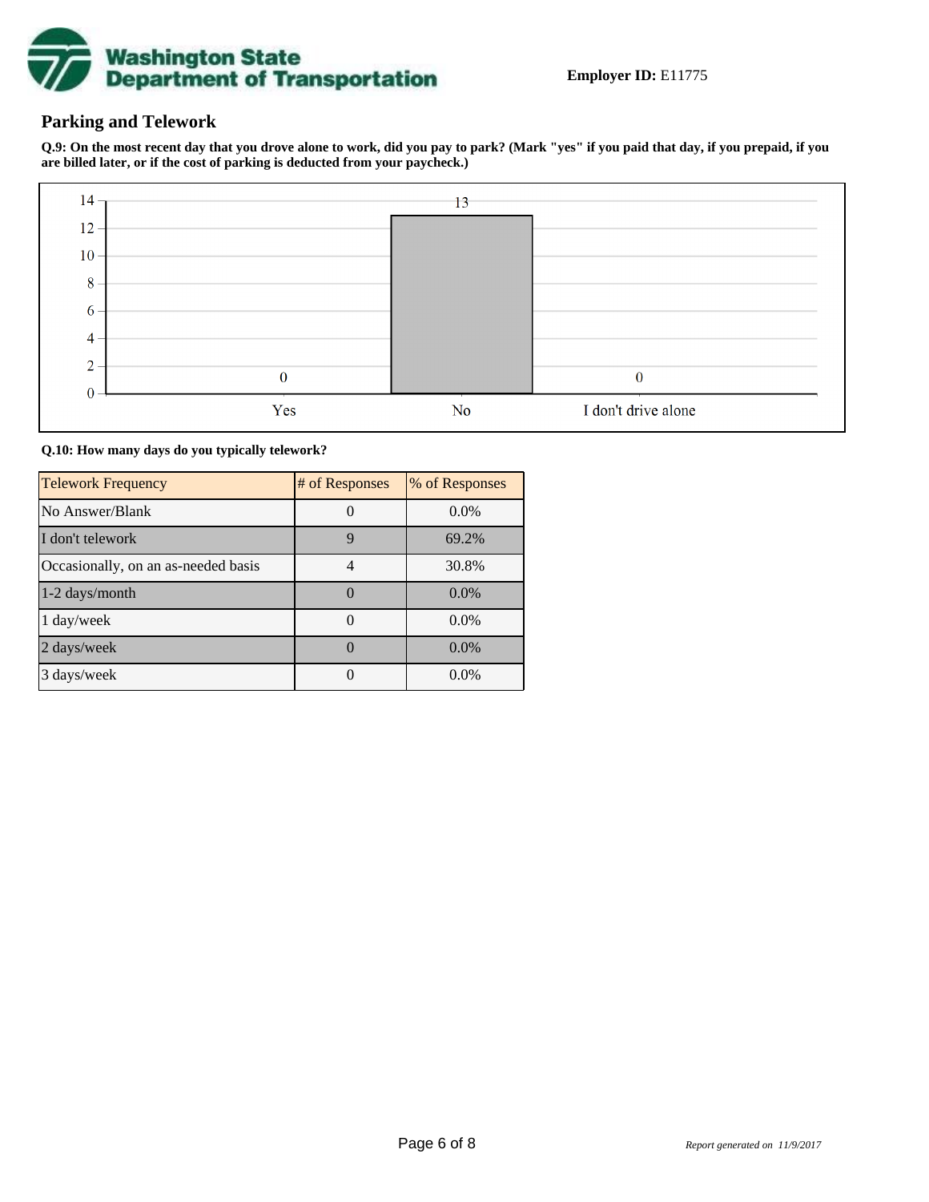**Employer ID:** E11775

## Parking and Telework

**Q.9: On the most recent day that you drove alone to work, did you pay to park? (Mark "yes" if you paid that day, if you prepaid, if you are billed later, or if the cost of parking is deducted from your paycheck.)**

| Response | Count |
|---|---|
| Yes | 0 |
| No | 13 |
| I don't drive alone | 0 |

**Q.10: How many days do you typically telework?**

| Telework Frequency | # of Responses | % of Responses |
|---|---|---|
| No Answer/Blank | 0 | 0.0% |
| I don't telework | 9 | 69.2% |
| Occasionally, on an as-needed basis | 4 | 30.8% |
| 1-2 days/month | 0 | 0.0% |
| 1 day/week | 0 | 0.0% |
| 2 days/week | 0 | 0.0% |
| 3 days/week | 0 | 0.0% |

*Report generated on 11/9/2017*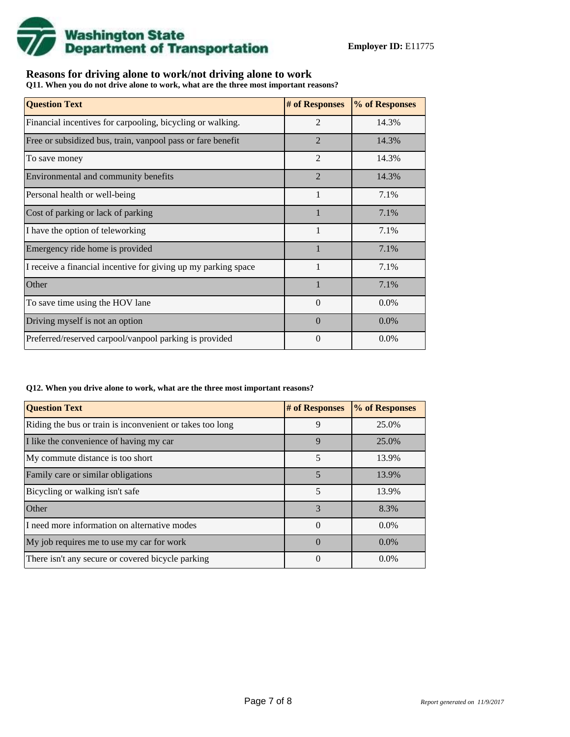Washington State Department of Transportation

**Employer ID:** E11775

## Reasons for driving alone to work/not driving alone to work

**Q11. When you do not drive alone to work, what are the three most important reasons?**

| Question Text | # of Responses | % of Responses |
|---|---|---|
| Financial incentives for carpooling, bicycling or walking. | 2 | 14.3% |
| Free or subsidized bus, train, vanpool pass or fare benefit | 2 | 14.3% |
| To save money | 2 | 14.3% |
| Environmental and community benefits | 2 | 14.3% |
| Personal health or well-being | 1 | 7.1% |
| Cost of parking or lack of parking | 1 | 7.1% |
| I have the option of teleworking | 1 | 7.1% |
| Emergency ride home is provided | 1 | 7.1% |
| I receive a financial incentive for giving up my parking space | 1 | 7.1% |
| Other | 1 | 7.1% |
| To save time using the HOV lane | 0 | 0.0% |
| Driving myself is not an option | 0 | 0.0% |
| Preferred/reserved carpool/vanpool parking is provided | 0 | 0.0% |

**Q12. When you drive alone to work, what are the three most important reasons?**

| Question Text | # of Responses | % of Responses |
|---|---|---|
| Riding the bus or train is inconvenient or takes too long | 9 | 25.0% |
| I like the convenience of having my car | 9 | 25.0% |
| My commute distance is too short | 5 | 13.9% |
| Family care or similar obligations | 5 | 13.9% |
| Bicycling or walking isn't safe | 5 | 13.9% |
| Other | 3 | 8.3% |
| I need more information on alternative modes | 0 | 0.0% |
| My job requires me to use my car for work | 0 | 0.0% |
| There isn't any secure or covered bicycle parking | 0 | 0.0% |

*Report generated on 11/9/2017*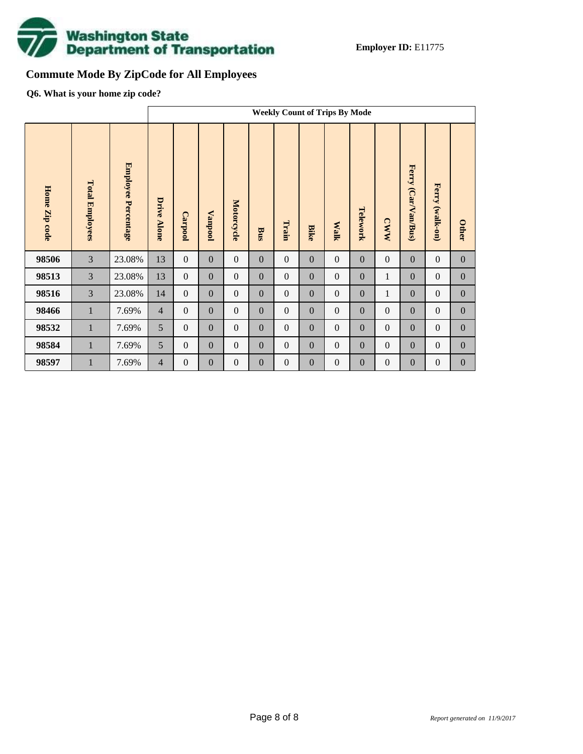**Employer ID:** E11775

## Commute Mode By ZipCode for All Employees

**Q6. What is your home zip code?**

| | | | Weekly Count of Trips By Mode | | | | | | | | | | | | |
|---|---|---|---|---|---|---|---|---|---|---|---|---|---|---|---|
| Home Zip code | Total Employees | Employee Percentage | Drive Alone | Carpool | Vanpool | Motorcycle | Bus | Train | Bike | Walk | Telework | CWW | Ferry (Car/Van/Bus) | Ferry (walk-on) | Other |
| **98506** | 3 | 23.08% | 13 | 0 | 0 | 0 | 0 | 0 | 0 | 0 | 0 | 0 | 0 | 0 | 0 |
| **98513** | 3 | 23.08% | 13 | 0 | 0 | 0 | 0 | 0 | 0 | 0 | 0 | 1 | 0 | 0 | 0 |
| **98516** | 3 | 23.08% | 14 | 0 | 0 | 0 | 0 | 0 | 0 | 0 | 0 | 1 | 0 | 0 | 0 |
| **98466** | 1 | 7.69% | 4 | 0 | 0 | 0 | 0 | 0 | 0 | 0 | 0 | 0 | 0 | 0 | 0 |
| **98532** | 1 | 7.69% | 5 | 0 | 0 | 0 | 0 | 0 | 0 | 0 | 0 | 0 | 0 | 0 | 0 |
| **98584** | 1 | 7.69% | 5 | 0 | 0 | 0 | 0 | 0 | 0 | 0 | 0 | 0 | 0 | 0 | 0 |
| **98597** | 1 | 7.69% | 4 | 0 | 0 | 0 | 0 | 0 | 0 | 0 | 0 | 0 | 0 | 0 | 0 |

*Report generated on 11/9/2017*